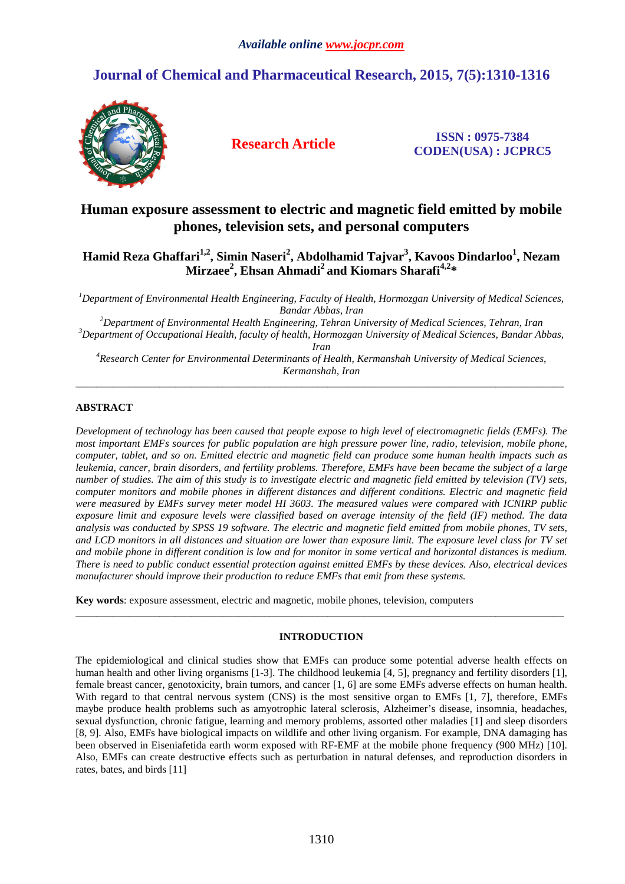Available online www.jocpr.com

# Journal of Chemical and Pharmaceutical Research, 2015, 7(5):1310-1316

**Research Article**

ISSN : 0975-7384
CODEN(USA) : JCPRC5

# Human exposure assessment to electric and magnetic field emitted by mobile phones, television sets, and personal computers

**Hamid Reza Ghaffari[1,2], Simin Naseri[2], Abdolhamid Tajvar[3], Kavoos Dindarloo[1], Nezam Mirzaee[2], Ehsan Ahmadi[2] and Kiomars Sharafi[4,2]***

*[1]Department of Environmental Health Engineering, Faculty of Health, Hormozgan University of Medical Sciences, Bandar Abbas, Iran*
*[2]Department of Environmental Health Engineering, Tehran University of Medical Sciences, Tehran, Iran*
*[3]Department of Occupational Health, faculty of health, Hormozgan University of Medical Sciences, Bandar Abbas, Iran*
*[4]Research Center for Environmental Determinants of Health, Kermanshah University of Medical Sciences, Kermanshah, Iran*

---

## ABSTRACT

*Development of technology has been caused that people expose to high level of electromagnetic fields (EMFs). The most important EMFs sources for public population are high pressure power line, radio, television, mobile phone, computer, tablet, and so on. Emitted electric and magnetic field can produce some human health impacts such as leukemia, cancer, brain disorders, and fertility problems. Therefore, EMFs have been became the subject of a large number of studies. The aim of this study is to investigate electric and magnetic field emitted by television (TV) sets, computer monitors and mobile phones in different distances and different conditions. Electric and magnetic field were measured by EMFs survey meter model HI 3603. The measured values were compared with ICNIRP public exposure limit and exposure levels were classified based on average intensity of the field (IF) method. The data analysis was conducted by SPSS 19 software. The electric and magnetic field emitted from mobile phones, TV sets, and LCD monitors in all distances and situation are lower than exposure limit. The exposure level class for TV set and mobile phone in different condition is low and for monitor in some vertical and horizontal distances is medium. There is need to public conduct essential protection against emitted EMFs by these devices. Also, electrical devices manufacturer should improve their production to reduce EMFs that emit from these systems.*

**Key words**: exposure assessment, electric and magnetic, mobile phones, television, computers

---

## INTRODUCTION

The epidemiological and clinical studies show that EMFs can produce some potential adverse health effects on human health and other living organisms [1-3]. The childhood leukemia [4, 5], pregnancy and fertility disorders [1], female breast cancer, genotoxicity, brain tumors, and cancer [1, 6] are some EMFs adverse effects on human health. With regard to that central nervous system (CNS) is the most sensitive organ to EMFs [1, 7], therefore, EMFs maybe produce health problems such as amyotrophic lateral sclerosis, Alzheimer's disease, insomnia, headaches, sexual dysfunction, chronic fatigue, learning and memory problems, assorted other maladies [1] and sleep disorders [8, 9]. Also, EMFs have biological impacts on wildlife and other living organism. For example, DNA damaging has been observed in Eiseniafetida earth worm exposed with RF-EMF at the mobile phone frequency (900 MHz) [10]. Also, EMFs can create destructive effects such as perturbation in natural defenses, and reproduction disorders in rates, bates, and birds [11]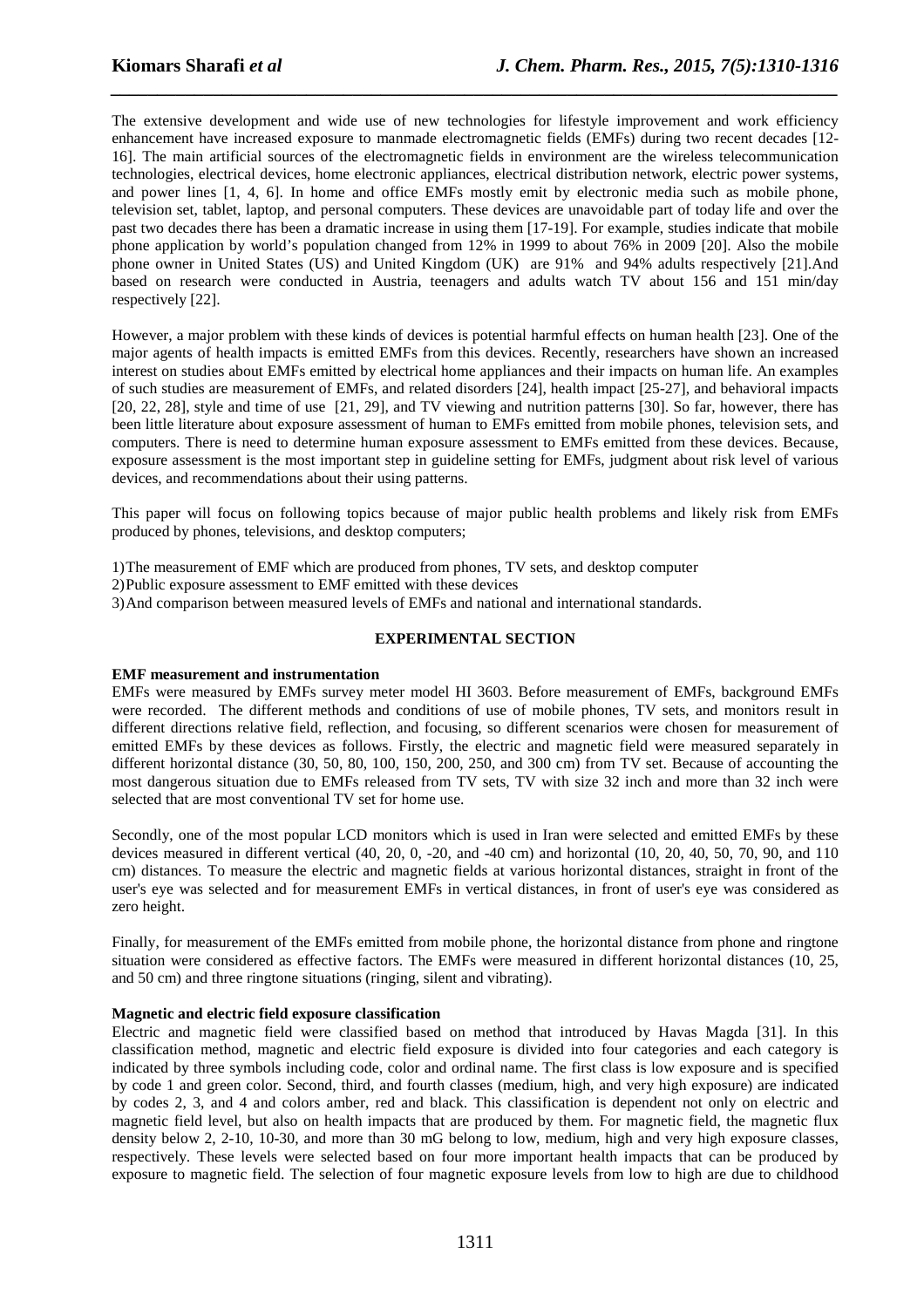The extensive development and wide use of new technologies for lifestyle improvement and work efficiency enhancement have increased exposure to manmade electromagnetic fields (EMFs) during two recent decades [12-16]. The main artificial sources of the electromagnetic fields in environment are the wireless telecommunication technologies, electrical devices, home electronic appliances, electrical distribution network, electric power systems, and power lines [1, 4, 6]. In home and office EMFs mostly emit by electronic media such as mobile phone, television set, tablet, laptop, and personal computers. These devices are unavoidable part of today life and over the past two decades there has been a dramatic increase in using them [17-19]. For example, studies indicate that mobile phone application by world's population changed from 12% in 1999 to about 76% in 2009 [20]. Also the mobile phone owner in United States (US) and United Kingdom (UK) are 91% and 94% adults respectively [21].And based on research were conducted in Austria, teenagers and adults watch TV about 156 and 151 min/day respectively [22].

However, a major problem with these kinds of devices is potential harmful effects on human health [23]. One of the major agents of health impacts is emitted EMFs from this devices. Recently, researchers have shown an increased interest on studies about EMFs emitted by electrical home appliances and their impacts on human life. An examples of such studies are measurement of EMFs, and related disorders [24], health impact [25-27], and behavioral impacts [20, 22, 28], style and time of use [21, 29], and TV viewing and nutrition patterns [30]. So far, however, there has been little literature about exposure assessment of human to EMFs emitted from mobile phones, television sets, and computers. There is need to determine human exposure assessment to EMFs emitted from these devices. Because, exposure assessment is the most important step in guideline setting for EMFs, judgment about risk level of various devices, and recommendations about their using patterns.

This paper will focus on following topics because of major public health problems and likely risk from EMFs produced by phones, televisions, and desktop computers;

1) The measurement of EMF which are produced from phones, TV sets, and desktop computer
2) Public exposure assessment to EMF emitted with these devices
3) And comparison between measured levels of EMFs and national and international standards.

## EXPERIMENTAL SECTION

### EMF measurement and instrumentation

EMFs were measured by EMFs survey meter model HI 3603. Before measurement of EMFs, background EMFs were recorded. The different methods and conditions of use of mobile phones, TV sets, and monitors result in different directions relative field, reflection, and focusing, so different scenarios were chosen for measurement of emitted EMFs by these devices as follows. Firstly, the electric and magnetic field were measured separately in different horizontal distance (30, 50, 80, 100, 150, 200, 250, and 300 cm) from TV set. Because of accounting the most dangerous situation due to EMFs released from TV sets, TV with size 32 inch and more than 32 inch were selected that are most conventional TV set for home use.

Secondly, one of the most popular LCD monitors which is used in Iran were selected and emitted EMFs by these devices measured in different vertical (40, 20, 0, -20, and -40 cm) and horizontal (10, 20, 40, 50, 70, 90, and 110 cm) distances. To measure the electric and magnetic fields at various horizontal distances, straight in front of the user's eye was selected and for measurement EMFs in vertical distances, in front of user's eye was considered as zero height.

Finally, for measurement of the EMFs emitted from mobile phone, the horizontal distance from phone and ringtone situation were considered as effective factors. The EMFs were measured in different horizontal distances (10, 25, and 50 cm) and three ringtone situations (ringing, silent and vibrating).

### Magnetic and electric field exposure classification

Electric and magnetic field were classified based on method that introduced by Havas Magda [31]. In this classification method, magnetic and electric field exposure is divided into four categories and each category is indicated by three symbols including code, color and ordinal name. The first class is low exposure and is specified by code 1 and green color. Second, third, and fourth classes (medium, high, and very high exposure) are indicated by codes 2, 3, and 4 and colors amber, red and black. This classification is dependent not only on electric and magnetic field level, but also on health impacts that are produced by them. For magnetic field, the magnetic flux density below 2, 2-10, 10-30, and more than 30 mG belong to low, medium, high and very high exposure classes, respectively. These levels were selected based on four more important health impacts that can be produced by exposure to magnetic field. The selection of four magnetic exposure levels from low to high are due to childhood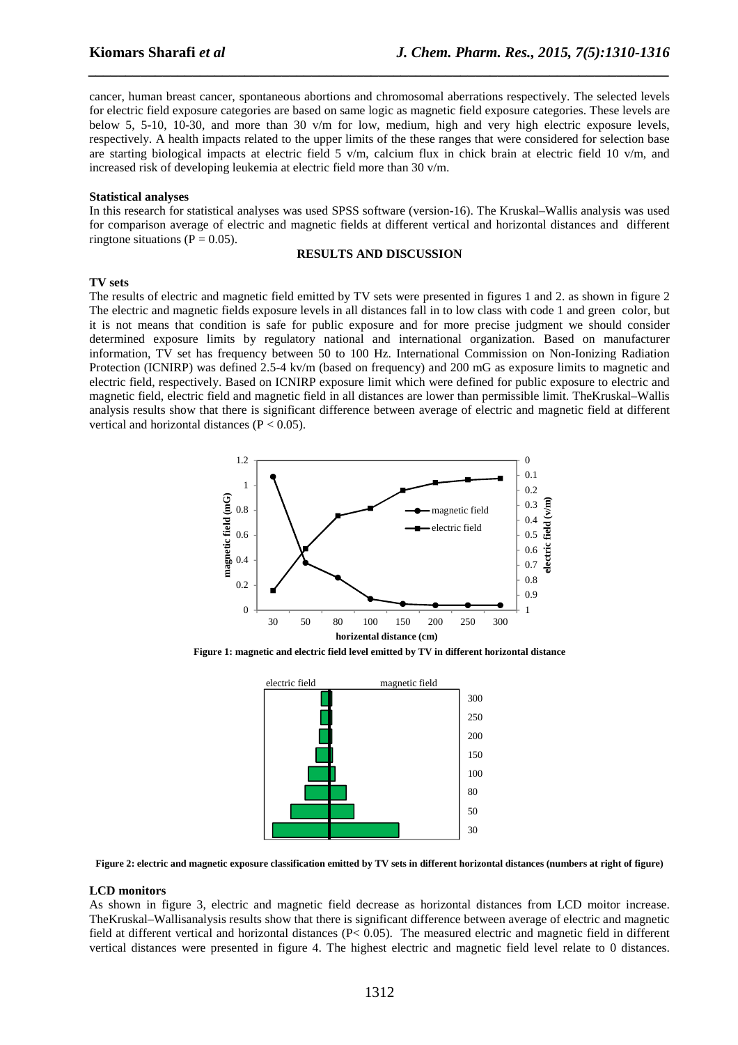cancer, human breast cancer, spontaneous abortions and chromosomal aberrations respectively. The selected levels for electric field exposure categories are based on same logic as magnetic field exposure categories. These levels are below 5, 5-10, 10-30, and more than 30 v/m for low, medium, high and very high electric exposure levels, respectively. A health impacts related to the upper limits of the these ranges that were considered for selection base are starting biological impacts at electric field 5 v/m, calcium flux in chick brain at electric field 10 v/m, and increased risk of developing leukemia at electric field more than 30 v/m.

**Statistical analyses**

In this research for statistical analyses was used SPSS software (version-16). The Kruskal–Wallis analysis was used for comparison average of electric and magnetic fields at different vertical and horizontal distances and different ringtone situations ($P = 0.05$).

## RESULTS AND DISCUSSION

**TV sets**

The results of electric and magnetic field emitted by TV sets were presented in figures 1 and 2. as shown in figure 2 The electric and magnetic fields exposure levels in all distances fall in to low class with code 1 and green color, but it is not means that condition is safe for public exposure and for more precise judgment we should consider determined exposure limits by regulatory national and international organization. Based on manufacturer information, TV set has frequency between 50 to 100 Hz. International Commission on Non-Ionizing Radiation Protection (ICNIRP) was defined 2.5-4 kv/m (based on frequency) and 200 mG as exposure limits to magnetic and electric field, respectively. Based on ICNIRP exposure limit which were defined for public exposure to electric and magnetic field, electric field and magnetic field in all distances are lower than permissible limit. TheKruskal–Wallis analysis results show that there is significant difference between average of electric and magnetic field at different vertical and horizontal distances ($P < 0.05$).

**Figure 1: magnetic and electric field level emitted by TV in different horizontal distance**

**Figure 2: electric and magnetic exposure classification emitted by TV sets in different horizontal distances (numbers at right of figure)**

**LCD monitors**

As shown in figure 3, electric and magnetic field decrease as horizontal distances from LCD moitor increase. TheKruskal–Wallisanalysis results show that there is significant difference between average of electric and magnetic field at different vertical and horizontal distances ($P < 0.05$). The measured electric and magnetic field in different vertical distances were presented in figure 4. The highest electric and magnetic field level relate to 0 distances.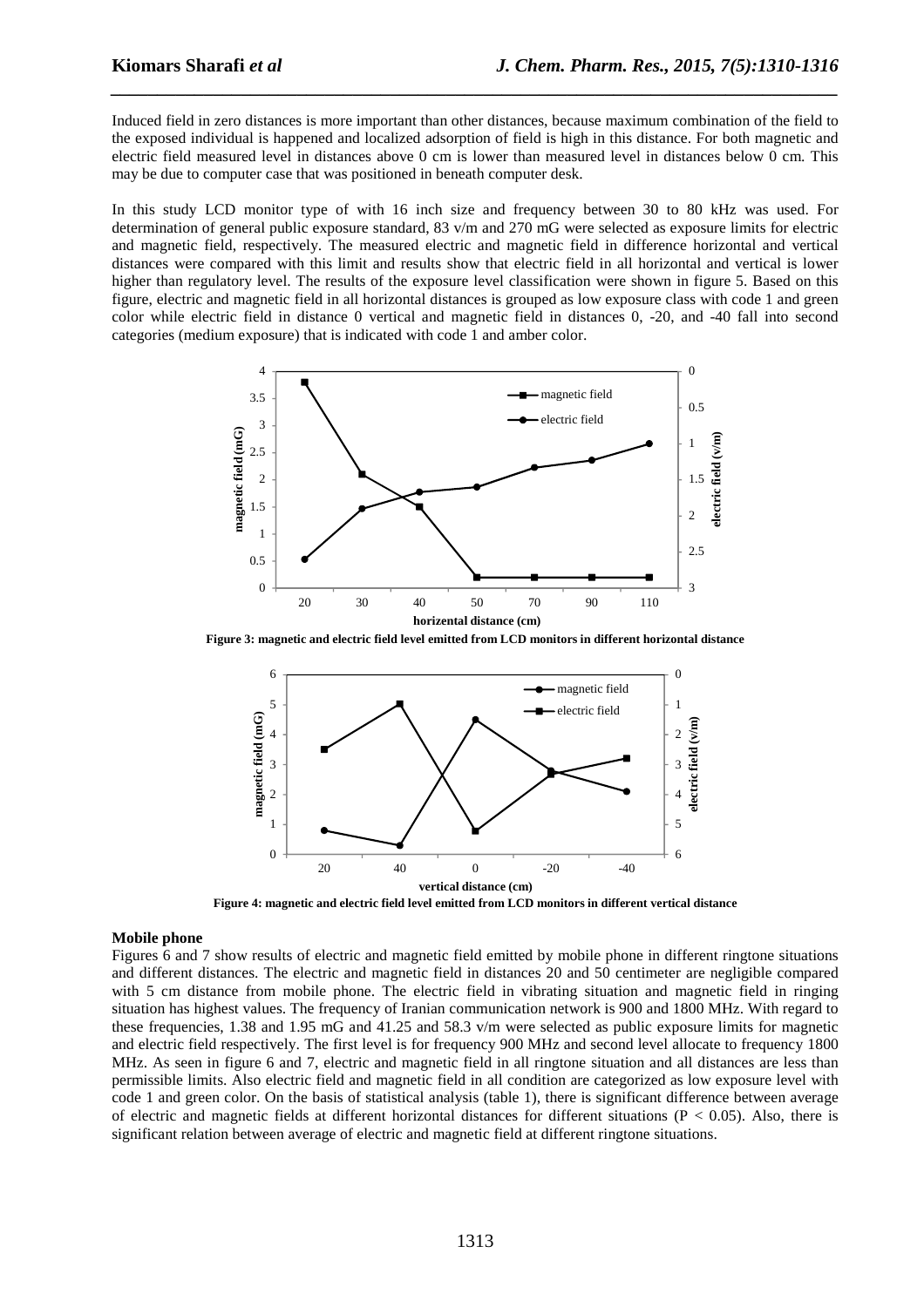Induced field in zero distances is more important than other distances, because maximum combination of the field to the exposed individual is happened and localized adsorption of field is high in this distance. For both magnetic and electric field measured level in distances above 0 cm is lower than measured level in distances below 0 cm. This may be due to computer case that was positioned in beneath computer desk.

In this study LCD monitor type of with 16 inch size and frequency between 30 to 80 kHz was used. For determination of general public exposure standard, 83 v/m and 270 mG were selected as exposure limits for electric and magnetic field, respectively. The measured electric and magnetic field in difference horizontal and vertical distances were compared with this limit and results show that electric field in all horizontal and vertical is lower higher than regulatory level. The results of the exposure level classification were shown in figure 5. Based on this figure, electric and magnetic field in all horizontal distances is grouped as low exposure class with code 1 and green color while electric field in distance 0 vertical and magnetic field in distances 0, -20, and -40 fall into second categories (medium exposure) that is indicated with code 1 and amber color.

**Figure 3: magnetic and electric field level emitted from LCD monitors in different horizontal distance**

**Figure 4: magnetic and electric field level emitted from LCD monitors in different vertical distance**

### Mobile phone

Figures 6 and 7 show results of electric and magnetic field emitted by mobile phone in different ringtone situations and different distances. The electric and magnetic field in distances 20 and 50 centimeter are negligible compared with 5 cm distance from mobile phone. The electric field in vibrating situation and magnetic field in ringing situation has highest values. The frequency of Iranian communication network is 900 and 1800 MHz. With regard to these frequencies, 1.38 and 1.95 mG and 41.25 and 58.3 v/m were selected as public exposure limits for magnetic and electric field respectively. The first level is for frequency 900 MHz and second level allocate to frequency 1800 MHz. As seen in figure 6 and 7, electric and magnetic field in all ringtone situation and all distances are less than permissible limits. Also electric field and magnetic field in all condition are categorized as low exposure level with code 1 and green color. On the basis of statistical analysis (table 1), there is significant difference between average of electric and magnetic fields at different horizontal distances for different situations ($P < 0.05$). Also, there is significant relation between average of electric and magnetic field at different ringtone situations.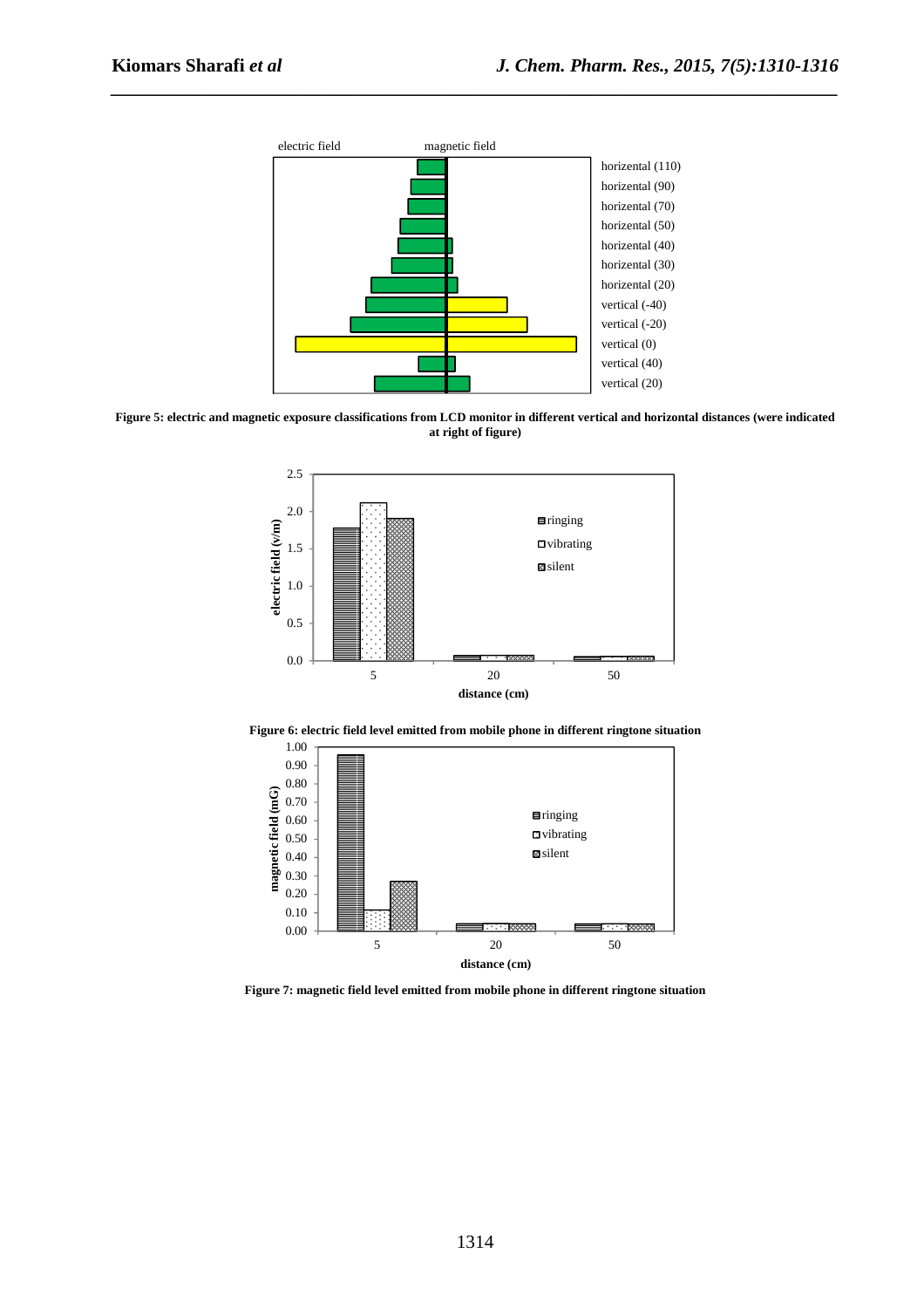Figure 5: electric and magnetic exposure classifications from LCD monitor in different vertical and horizontal distances (were indicated at right of figure)

Figure 6: electric field level emitted from mobile phone in different ringtone situation

Figure 7: magnetic field level emitted from mobile phone in different ringtone situation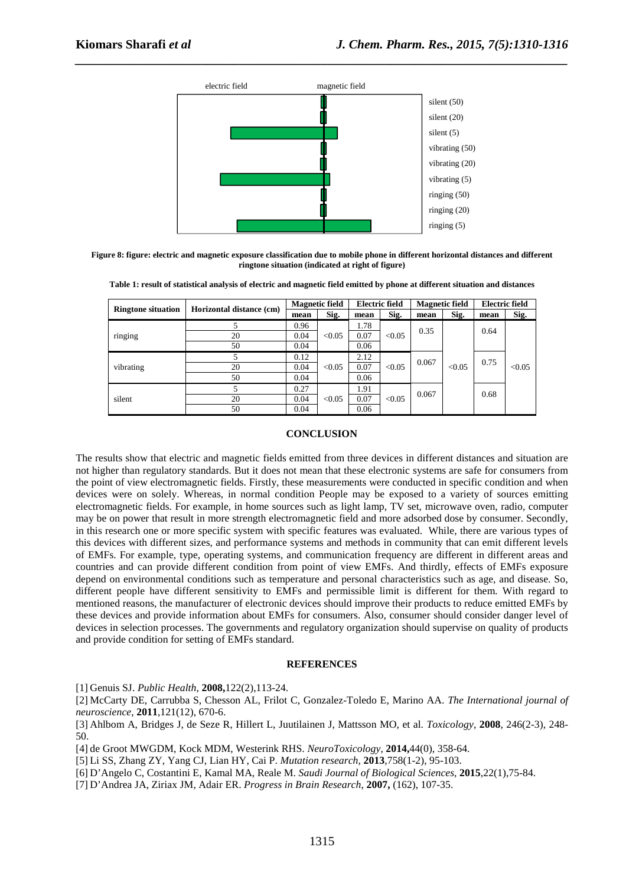Figure 8: figure: electric and magnetic exposure classification due to mobile phone in different horizontal distances and different ringtone situation (indicated at right of figure)

**Table 1: result of statistical analysis of electric and magnetic field emitted by phone at different situation and distances**

| Ringtone situation | Horizontal distance (cm) | Magnetic field | | Electric field | | Magnetic field | | Electric field | |
|---|---|---|---|---|---|---|---|---|---|
| | | mean | Sig. | mean | Sig. | mean | Sig. | mean | Sig. |
| ringing | 5 | 0.96 | <0.05 | 1.78 | <0.05 | 0.35 | <0.05 | 0.64 | <0.05 |
| | 20 | 0.04 | | 0.07 | | | | | |
| | 50 | 0.04 | | 0.06 | | | | | |
| vibrating | 5 | 0.12 | <0.05 | 2.12 | <0.05 | 0.067 | | 0.75 | |
| | 20 | 0.04 | | 0.07 | | | | | |
| | 50 | 0.04 | | 0.06 | | | | | |
| silent | 5 | 0.27 | <0.05 | 1.91 | <0.05 | 0.067 | | 0.68 | |
| | 20 | 0.04 | | 0.07 | | | | | |
| | 50 | 0.04 | | 0.06 | | | | | |

## CONCLUSION

The results show that electric and magnetic fields emitted from three devices in different distances and situation are not higher than regulatory standards. But it does not mean that these electronic systems are safe for consumers from the point of view electromagnetic fields. Firstly, these measurements were conducted in specific condition and when devices were on solely. Whereas, in normal condition People may be exposed to a variety of sources emitting electromagnetic fields. For example, in home sources such as light lamp, TV set, microwave oven, radio, computer may be on power that result in more strength electromagnetic field and more adsorbed dose by consumer. Secondly, in this research one or more specific system with specific features was evaluated. While, there are various types of this devices with different sizes, and performance systems and methods in community that can emit different levels of EMFs. For example, type, operating systems, and communication frequency are different in different areas and countries and can provide different condition from point of view EMFs. And thirdly, effects of EMFs exposure depend on environmental conditions such as temperature and personal characteristics such as age, and disease. So, different people have different sensitivity to EMFs and permissible limit is different for them. With regard to mentioned reasons, the manufacturer of electronic devices should improve their products to reduce emitted EMFs by these devices and provide information about EMFs for consumers. Also, consumer should consider danger level of devices in selection processes. The governments and regulatory organization should supervise on quality of products and provide condition for setting of EMFs standard.

## REFERENCES

[1] Genuis SJ. *Public Health*, **2008,**122(2),113-24.

[2] McCarty DE, Carrubba S, Chesson AL, Frilot C, Gonzalez-Toledo E, Marino AA. *The International journal of neuroscience*, **2011**,121(12), 670-6.

[3] Ahlbom A, Bridges J, de Seze R, Hillert L, Juutilainen J, Mattsson MO, et al. *Toxicology*, **2008**, 246(2-3), 248-50.

[4] de Groot MWGDM, Kock MDM, Westerink RHS. *NeuroToxicology*, **2014,**44(0), 358-64.

[5] Li SS, Zhang ZY, Yang CJ, Lian HY, Cai P. *Mutation research*, **2013**,758(1-2), 95-103.

[6] D'Angelo C, Costantini E, Kamal MA, Reale M. *Saudi Journal of Biological Sciences*, **2015**,22(1),75-84.

[7] D'Andrea JA, Ziriax JM, Adair ER. *Progress in Brain Research*, **2007,** (162), 107-35.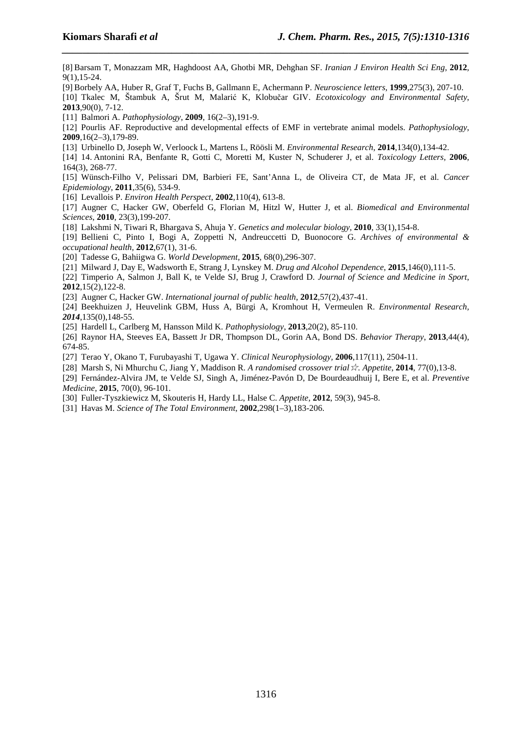[8] Barsam T, Monazzam MR, Haghdoost AA, Ghotbi MR, Dehghan SF. *Iranian J Environ Health Sci Eng*, **2012**, 9(1),15-24.

[9] Borbely AA, Huber R, Graf T, Fuchs B, Gallmann E, Achermann P. *Neuroscience letters*, **1999**,275(3), 207-10.

[10] Tkalec M, Štambuk A, Šrut M, Malarić K, Klobučar GIV. *Ecotoxicology and Environmental Safety*, **2013**,90(0), 7-12.

[11] Balmori A. *Pathophysiology*, **2009**, 16(2–3),191-9.

[12] Pourlis AF. Reproductive and developmental effects of EMF in vertebrate animal models. *Pathophysiology*, **2009**,16(2–3),179-89.

[13] Urbinello D, Joseph W, Verloock L, Martens L, Röösli M. *Environmental Research*, **2014**,134(0),134-42.

[14] 14. Antonini RA, Benfante R, Gotti C, Moretti M, Kuster N, Schuderer J, et al. *Toxicology Letters*, **2006**, 164(3), 268-77.

[15] Wünsch-Filho V, Pelissari DM, Barbieri FE, Sant'Anna L, de Oliveira CT, de Mata JF, et al. *Cancer Epidemiology*, **2011**,35(6), 534-9.

[16] Levallois P. *Environ Health Perspect*, **2002**,110(4), 613-8.

[17] Augner C, Hacker GW, Oberfeld G, Florian M, Hitzl W, Hutter J, et al. *Biomedical and Environmental Sciences*, **2010**, 23(3),199-207.

[18] Lakshmi N, Tiwari R, Bhargava S, Ahuja Y. *Genetics and molecular biology*, **2010**, 33(1),154-8.

[19] Bellieni C, Pinto I, Bogi A, Zoppetti N, Andreuccetti D, Buonocore G. *Archives of environmental & occupational health*, **2012**,67(1), 31-6.

[20] Tadesse G, Bahiigwa G. *World Development*, **2015**, 68(0),296-307.

[21] Milward J, Day E, Wadsworth E, Strang J, Lynskey M. *Drug and Alcohol Dependence*, **2015**,146(0),111-5.

[22] Timperio A, Salmon J, Ball K, te Velde SJ, Brug J, Crawford D. *Journal of Science and Medicine in Sport*, **2012**,15(2),122-8.

[23] Augner C, Hacker GW. *International journal of public health*, **2012**,57(2),437-41.

[24] Beekhuizen J, Heuvelink GBM, Huss A, Bürgi A, Kromhout H, Vermeulen R. *Environmental Research, 2014*,135(0),148-55.

[25] Hardell L, Carlberg M, Hansson Mild K. *Pathophysiology*, **2013**,20(2), 85-110.

[26] Raynor HA, Steeves EA, Bassett Jr DR, Thompson DL, Gorin AA, Bond DS. *Behavior Therapy*, **2013**,44(4), 674-85.

[27] Terao Y, Okano T, Furubayashi T, Ugawa Y. *Clinical Neurophysiology*, **2006**,117(11), 2504-11.

[28] Marsh S, Ni Mhurchu C, Jiang Y, Maddison R. *A randomised crossover trial☆. Appetite*, **2014**, 77(0),13-8.

[29] Fernández-Alvira JM, te Velde SJ, Singh A, Jiménez-Pavón D, De Bourdeaudhuij I, Bere E, et al. *Preventive Medicine*, **2015**, 70(0), 96-101.

[30] Fuller-Tyszkiewicz M, Skouteris H, Hardy LL, Halse C. *Appetite*, **2012**, 59(3), 945-8.

[31] Havas M. *Science of The Total Environment*, **2002**,298(1–3),183-206.